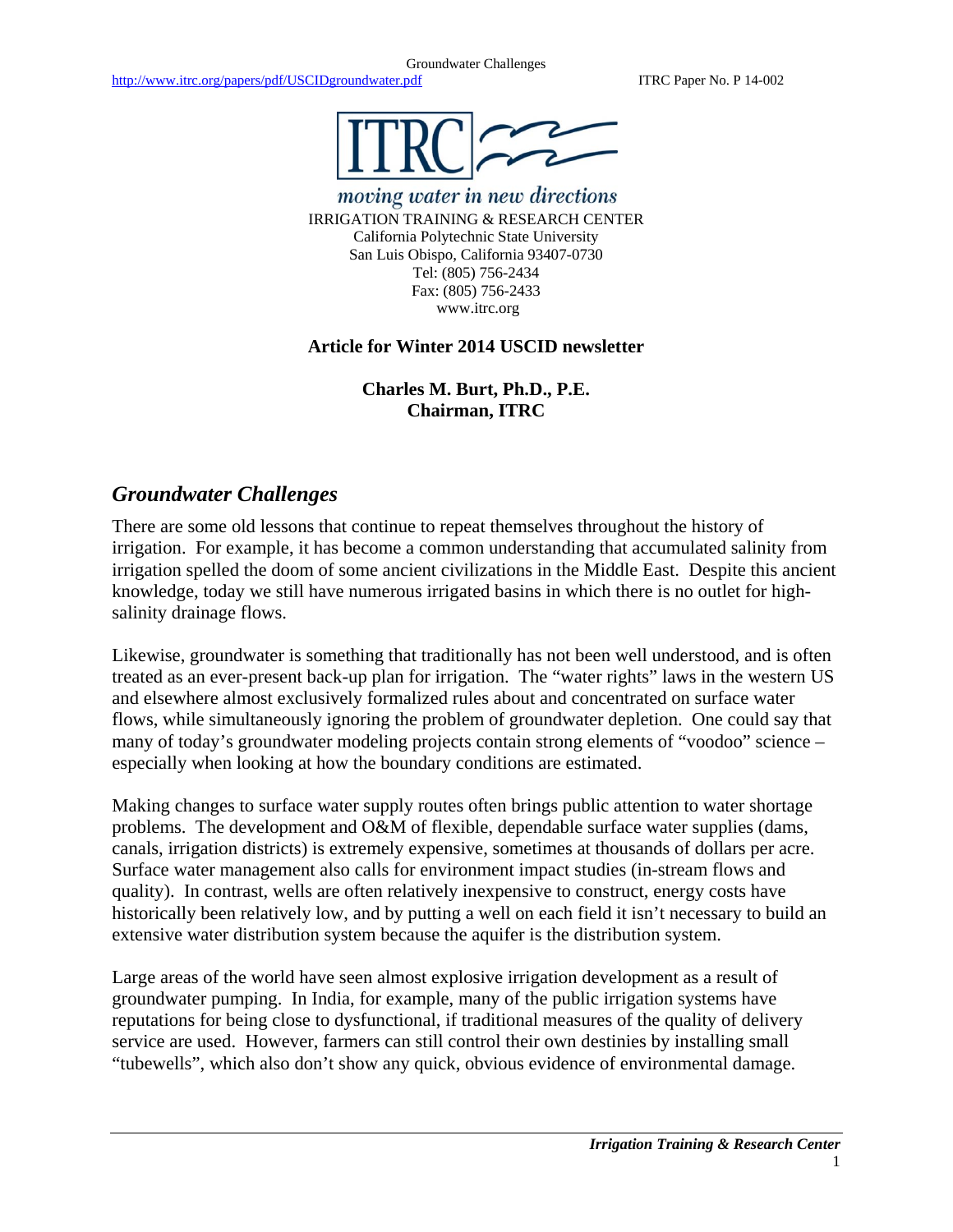ITRC

*moving water in new directions*

IRRIGATION TRAINING & RESEARCH CENTER
California Polytechnic State University
San Luis Obispo, California 93407-0730
Tel: (805) 756-2434
Fax: (805) 756-2433
www.itrc.org

**Article for Winter 2014 USCID newsletter**

**Charles M. Burt, Ph.D., P.E.**
**Chairman, ITRC**

## *Groundwater Challenges*

There are some old lessons that continue to repeat themselves throughout the history of irrigation. For example, it has become a common understanding that accumulated salinity from irrigation spelled the doom of some ancient civilizations in the Middle East. Despite this ancient knowledge, today we still have numerous irrigated basins in which there is no outlet for high-salinity drainage flows.

Likewise, groundwater is something that traditionally has not been well understood, and is often treated as an ever-present back-up plan for irrigation. The "water rights" laws in the western US and elsewhere almost exclusively formalized rules about and concentrated on surface water flows, while simultaneously ignoring the problem of groundwater depletion. One could say that many of today's groundwater modeling projects contain strong elements of "voodoo" science – especially when looking at how the boundary conditions are estimated.

Making changes to surface water supply routes often brings public attention to water shortage problems. The development and O&M of flexible, dependable surface water supplies (dams, canals, irrigation districts) is extremely expensive, sometimes at thousands of dollars per acre. Surface water management also calls for environment impact studies (in-stream flows and quality). In contrast, wells are often relatively inexpensive to construct, energy costs have historically been relatively low, and by putting a well on each field it isn't necessary to build an extensive water distribution system because the aquifer is the distribution system.

Large areas of the world have seen almost explosive irrigation development as a result of groundwater pumping. In India, for example, many of the public irrigation systems have reputations for being close to dysfunctional, if traditional measures of the quality of delivery service are used. However, farmers can still control their own destinies by installing small "tubewells", which also don't show any quick, obvious evidence of environmental damage.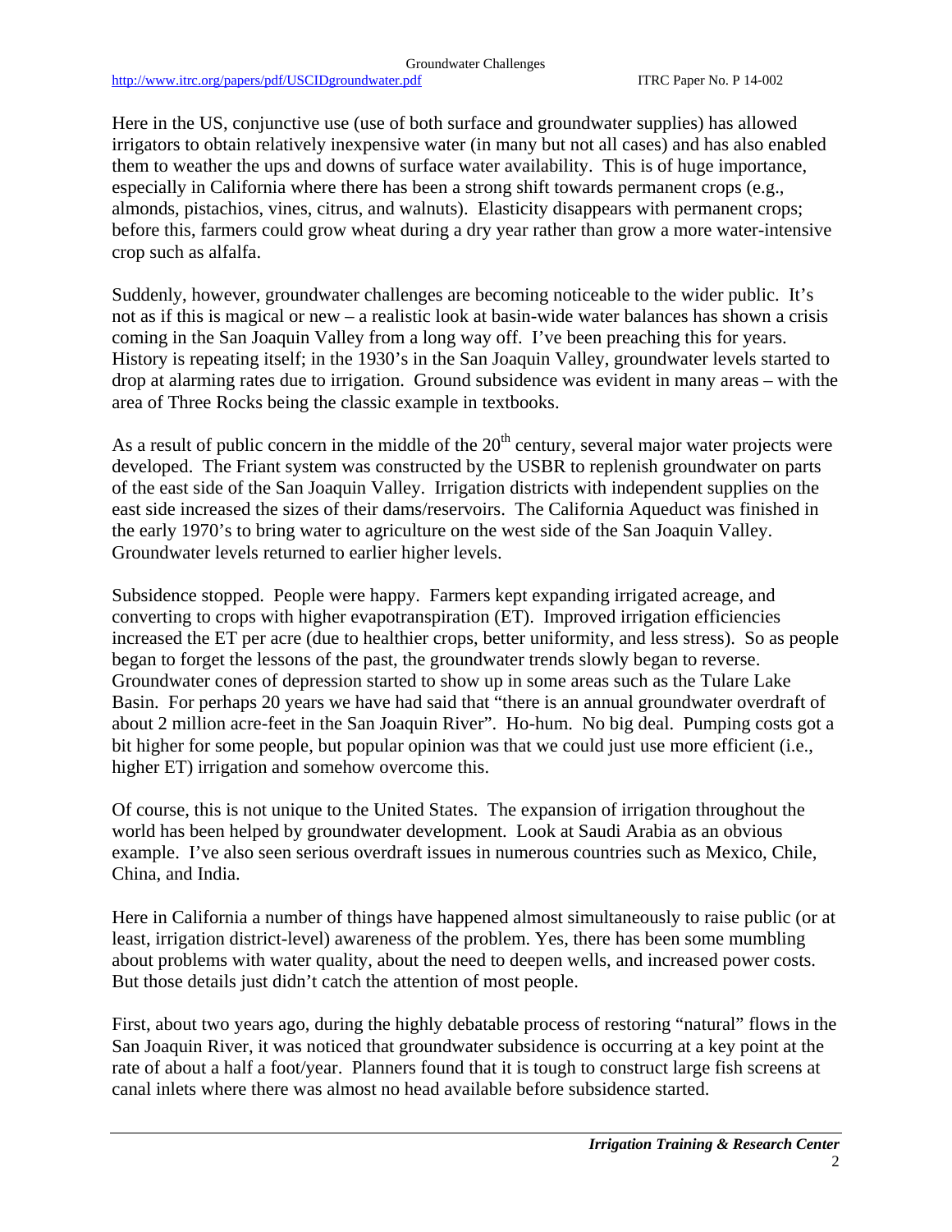Here in the US, conjunctive use (use of both surface and groundwater supplies) has allowed irrigators to obtain relatively inexpensive water (in many but not all cases) and has also enabled them to weather the ups and downs of surface water availability. This is of huge importance, especially in California where there has been a strong shift towards permanent crops (e.g., almonds, pistachios, vines, citrus, and walnuts). Elasticity disappears with permanent crops; before this, farmers could grow wheat during a dry year rather than grow a more water-intensive crop such as alfalfa.

Suddenly, however, groundwater challenges are becoming noticeable to the wider public. It's not as if this is magical or new – a realistic look at basin-wide water balances has shown a crisis coming in the San Joaquin Valley from a long way off. I've been preaching this for years. History is repeating itself; in the 1930's in the San Joaquin Valley, groundwater levels started to drop at alarming rates due to irrigation. Ground subsidence was evident in many areas – with the area of Three Rocks being the classic example in textbooks.

As a result of public concern in the middle of the 20th century, several major water projects were developed. The Friant system was constructed by the USBR to replenish groundwater on parts of the east side of the San Joaquin Valley. Irrigation districts with independent supplies on the east side increased the sizes of their dams/reservoirs. The California Aqueduct was finished in the early 1970's to bring water to agriculture on the west side of the San Joaquin Valley. Groundwater levels returned to earlier higher levels.

Subsidence stopped. People were happy. Farmers kept expanding irrigated acreage, and converting to crops with higher evapotranspiration (ET). Improved irrigation efficiencies increased the ET per acre (due to healthier crops, better uniformity, and less stress). So as people began to forget the lessons of the past, the groundwater trends slowly began to reverse. Groundwater cones of depression started to show up in some areas such as the Tulare Lake Basin. For perhaps 20 years we have had said that "there is an annual groundwater overdraft of about 2 million acre-feet in the San Joaquin River". Ho-hum. No big deal. Pumping costs got a bit higher for some people, but popular opinion was that we could just use more efficient (i.e., higher ET) irrigation and somehow overcome this.

Of course, this is not unique to the United States. The expansion of irrigation throughout the world has been helped by groundwater development. Look at Saudi Arabia as an obvious example. I've also seen serious overdraft issues in numerous countries such as Mexico, Chile, China, and India.

Here in California a number of things have happened almost simultaneously to raise public (or at least, irrigation district-level) awareness of the problem. Yes, there has been some mumbling about problems with water quality, about the need to deepen wells, and increased power costs. But those details just didn't catch the attention of most people.

First, about two years ago, during the highly debatable process of restoring "natural" flows in the San Joaquin River, it was noticed that groundwater subsidence is occurring at a key point at the rate of about a half a foot/year. Planners found that it is tough to construct large fish screens at canal inlets where there was almost no head available before subsidence started.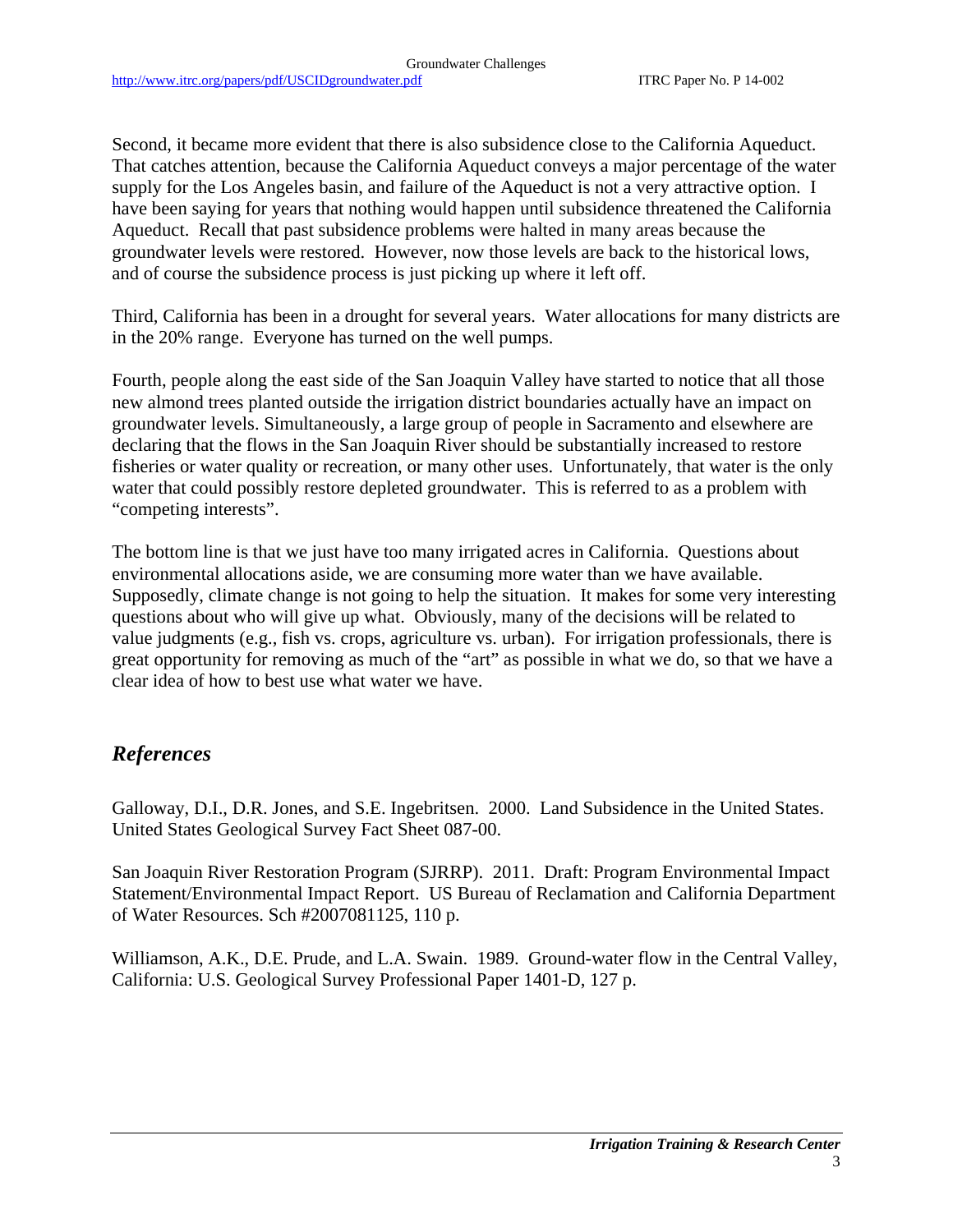Second, it became more evident that there is also subsidence close to the California Aqueduct. That catches attention, because the California Aqueduct conveys a major percentage of the water supply for the Los Angeles basin, and failure of the Aqueduct is not a very attractive option. I have been saying for years that nothing would happen until subsidence threatened the California Aqueduct. Recall that past subsidence problems were halted in many areas because the groundwater levels were restored. However, now those levels are back to the historical lows, and of course the subsidence process is just picking up where it left off.

Third, California has been in a drought for several years. Water allocations for many districts are in the 20% range. Everyone has turned on the well pumps.

Fourth, people along the east side of the San Joaquin Valley have started to notice that all those new almond trees planted outside the irrigation district boundaries actually have an impact on groundwater levels. Simultaneously, a large group of people in Sacramento and elsewhere are declaring that the flows in the San Joaquin River should be substantially increased to restore fisheries or water quality or recreation, or many other uses. Unfortunately, that water is the only water that could possibly restore depleted groundwater. This is referred to as a problem with "competing interests".

The bottom line is that we just have too many irrigated acres in California. Questions about environmental allocations aside, we are consuming more water than we have available. Supposedly, climate change is not going to help the situation. It makes for some very interesting questions about who will give up what. Obviously, many of the decisions will be related to value judgments (e.g., fish vs. crops, agriculture vs. urban). For irrigation professionals, there is great opportunity for removing as much of the "art" as possible in what we do, so that we have a clear idea of how to best use what water we have.

## *References*

Galloway, D.I., D.R. Jones, and S.E. Ingebritsen. 2000. Land Subsidence in the United States. United States Geological Survey Fact Sheet 087-00.

San Joaquin River Restoration Program (SJRRP). 2011. Draft: Program Environmental Impact Statement/Environmental Impact Report. US Bureau of Reclamation and California Department of Water Resources. Sch #2007081125, 110 p.

Williamson, A.K., D.E. Prude, and L.A. Swain. 1989. Ground-water flow in the Central Valley, California: U.S. Geological Survey Professional Paper 1401-D, 127 p.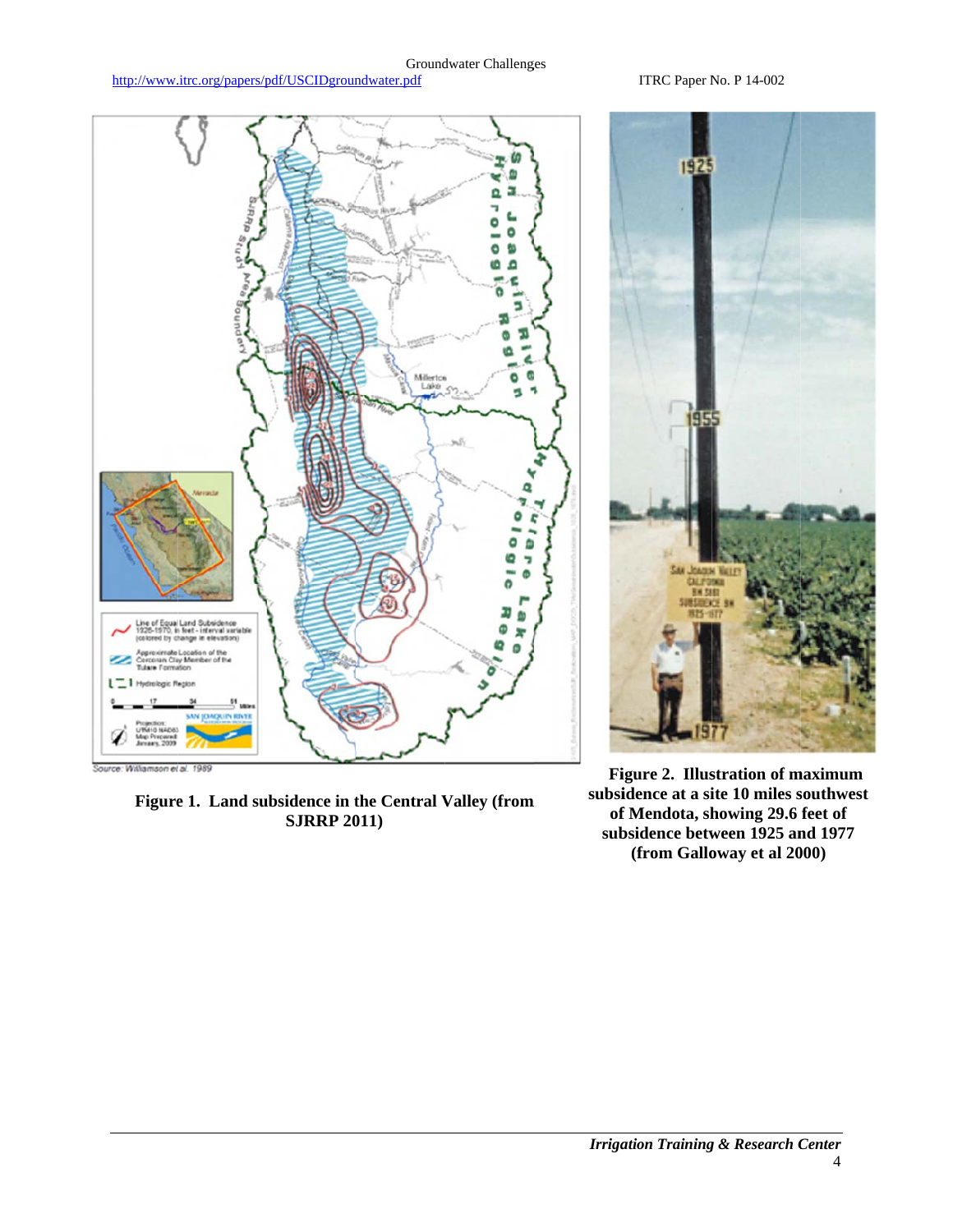Source: Williamson et al. 1989

**Figure 1. Land subsidence in the Central Valley (from SJRRP 2011)**

**Figure 2. Illustration of maximum subsidence at a site 10 miles southwest of Mendota, showing 29.6 feet of subsidence between 1925 and 1977 (from Galloway et al 2000)**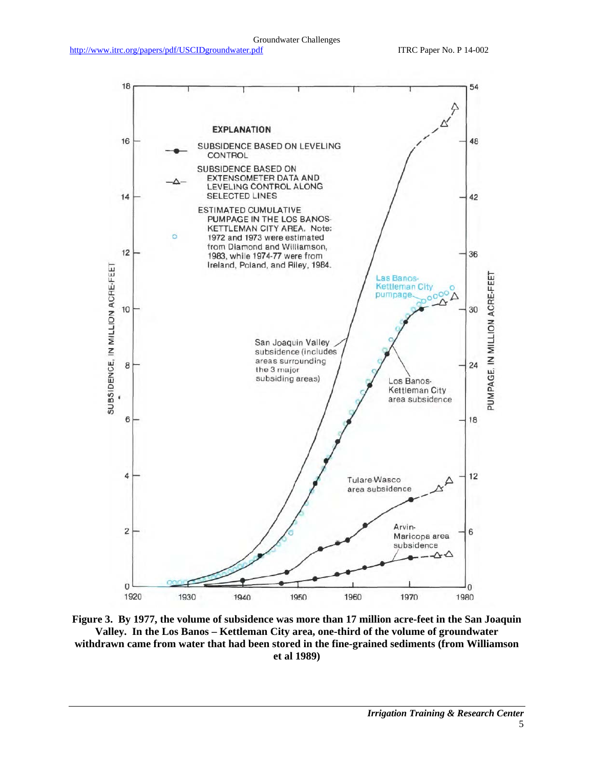18

16

14

12

10

8

6

4

2

0

54

48

42

36

30

24

18

12

6

0

1920

1930

1940

1950

1960

1970

1980

SUBSIDENCE, IN MILLION ACRE-FEET

PUMPAGE, IN MILLION ACRE-FEET

EXPLANATION

SUBSIDENCE BASED ON LEVELING CONTROL

SUBSIDENCE BASED ON EXTENSOMETER DATA AND LEVELING CONTROL ALONG SELECTED LINES

ESTIMATED CUMULATIVE PUMPAGE IN THE LOS BANOS-KETTLEMAN CITY AREA. Note: 1972 and 1973 were estimated from Diamond and Williamson, 1983, while 1974-77 were from Ireland, Poland, and Riley, 1984.

Las Banos-Kettleman City pumpage

San Joaquin Valley subsidence (includes areas surrounding the 3 major subsiding areas)

Los Banos-Kettleman City area subsidence

Tulare-Wasco area subsidence

Arvin-Maricopa area subsidence

**Figure 3. By 1977, the volume of subsidence was more than 17 million acre-feet in the San Joaquin Valley. In the Los Banos – Kettleman City area, one-third of the volume of groundwater withdrawn came from water that had been stored in the fine-grained sediments (from Williamson et al 1989)**